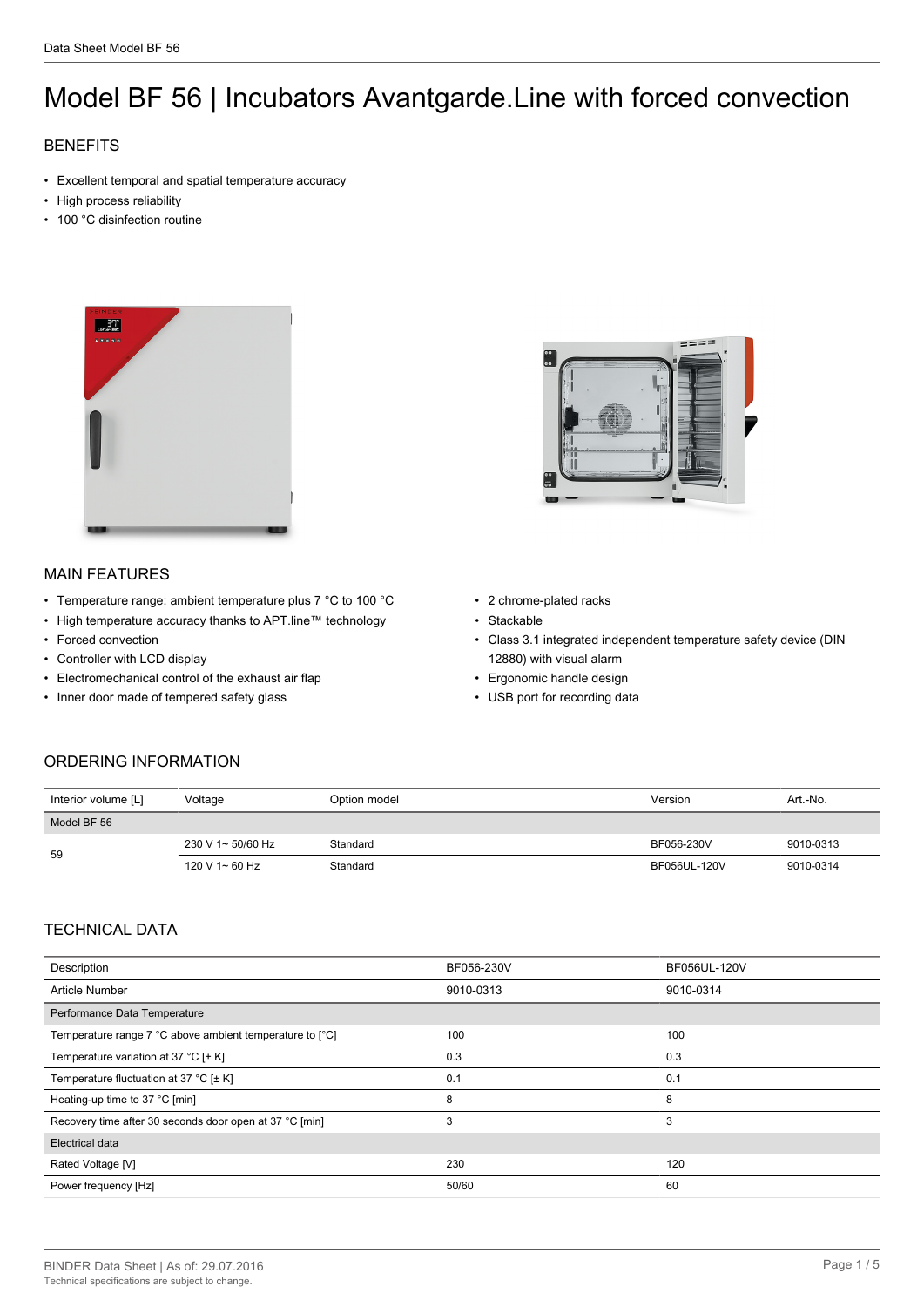# Model BF 56 | Incubators Avantgarde.Line with forced convection

## BENEFITS

- Excellent temporal and spatial temperature accuracy
- High process reliability
- 100 °C disinfection routine

## MAIN FEATURES

- Temperature range: ambient temperature plus 7 °C to 100 °C
- High temperature accuracy thanks to APT.line™ technology
- Forced convection
- Controller with LCD display
- Electromechanical control of the exhaust air flap
- Inner door made of tempered safety glass
- 2 chrome-plated racks
- Stackable
- Class 3.1 integrated independent temperature safety device (DIN 12880) with visual alarm
- Ergonomic handle design
- USB port for recording data

## ORDERING INFORMATION

| Interior volume [L] | Voltage | Option model | Version | Art.-No. |
|---|---|---|---|---|
| Model BF 56 | | | | |
| 59 | 230 V 1~ 50/60 Hz | Standard | BF056-230V | 9010-0313 |
| | 120 V 1~ 60 Hz | Standard | BF056UL-120V | 9010-0314 |

## TECHNICAL DATA

| Description | BF056-230V | BF056UL-120V |
|---|---|---|
| Article Number | 9010-0313 | 9010-0314 |
| Performance Data Temperature | | |
| Temperature range 7 °C above ambient temperature to [°C] | 100 | 100 |
| Temperature variation at 37 °C [± K] | 0.3 | 0.3 |
| Temperature fluctuation at 37 °C [± K] | 0.1 | 0.1 |
| Heating-up time to 37 °C [min] | 8 | 8 |
| Recovery time after 30 seconds door open at 37 °C [min] | 3 | 3 |
| Electrical data | | |
| Rated Voltage [V] | 230 | 120 |
| Power frequency [Hz] | 50/60 | 60 |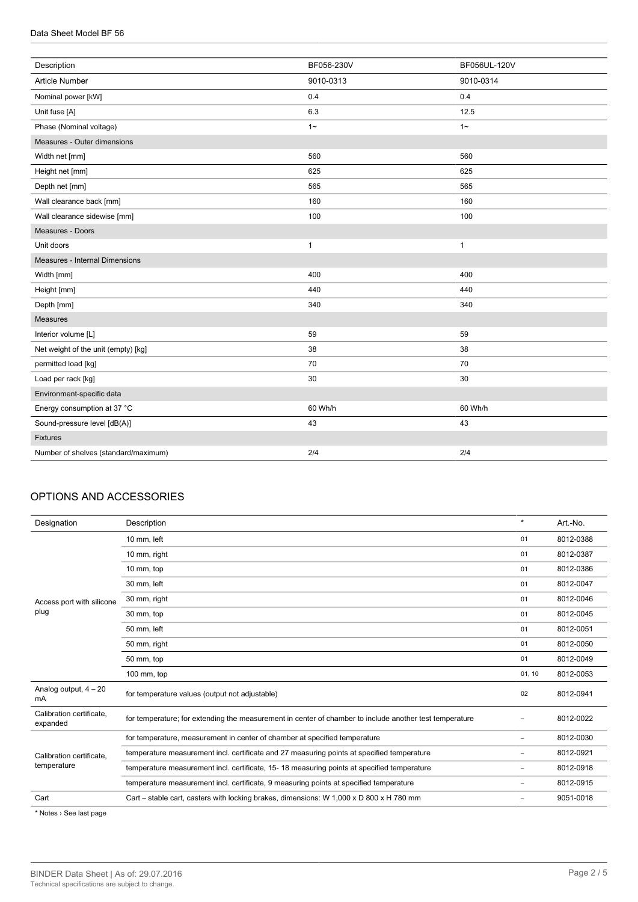| Description | BF056-230V | BF056UL-120V |
|---|---|---|
| Article Number | 9010-0313 | 9010-0314 |
| Nominal power [kW] | 0.4 | 0.4 |
| Unit fuse [A] | 6.3 | 12.5 |
| Phase (Nominal voltage) | 1~ | 1~ |
| Measures - Outer dimensions | | |
| Width net [mm] | 560 | 560 |
| Height net [mm] | 625 | 625 |
| Depth net [mm] | 565 | 565 |
| Wall clearance back [mm] | 160 | 160 |
| Wall clearance sidewise [mm] | 100 | 100 |
| Measures - Doors | | |
| Unit doors | 1 | 1 |
| Measures - Internal Dimensions | | |
| Width [mm] | 400 | 400 |
| Height [mm] | 440 | 440 |
| Depth [mm] | 340 | 340 |
| Measures | | |
| Interior volume [L] | 59 | 59 |
| Net weight of the unit (empty) [kg] | 38 | 38 |
| permitted load [kg] | 70 | 70 |
| Load per rack [kg] | 30 | 30 |
| Environment-specific data | | |
| Energy consumption at 37 °C | 60 Wh/h | 60 Wh/h |
| Sound-pressure level [dB(A)] | 43 | 43 |
| Fixtures | | |
| Number of shelves (standard/maximum) | 2/4 | 2/4 |

## OPTIONS AND ACCESSORIES

| Designation | Description | * | Art.-No. |
|---|---|---|---|
| Access port with silicone plug | 10 mm, left | 01 | 8012-0388 |
| | 10 mm, right | 01 | 8012-0387 |
| | 10 mm, top | 01 | 8012-0386 |
| | 30 mm, left | 01 | 8012-0047 |
| | 30 mm, right | 01 | 8012-0046 |
| | 30 mm, top | 01 | 8012-0045 |
| | 50 mm, left | 01 | 8012-0051 |
| | 50 mm, right | 01 | 8012-0050 |
| | 50 mm, top | 01 | 8012-0049 |
| | 100 mm, top | 01, 10 | 8012-0053 |
| Analog output, 4 – 20 mA | for temperature values (output not adjustable) | 02 | 8012-0941 |
| Calibration certificate, expanded | for temperature; for extending the measurement in center of chamber to include another test temperature | – | 8012-0022 |
| Calibration certificate, temperature | for temperature, measurement in center of chamber at specified temperature | – | 8012-0030 |
| | temperature measurement incl. certificate and 27 measuring points at specified temperature | – | 8012-0921 |
| | temperature measurement incl. certificate, 15- 18 measuring points at specified temperature | – | 8012-0918 |
| | temperature measurement incl. certificate, 9 measuring points at specified temperature | – | 8012-0915 |
| Cart | Cart – stable cart, casters with locking brakes, dimensions: W 1,000 x D 800 x H 780 mm | – | 9051-0018 |

* Notes › See last page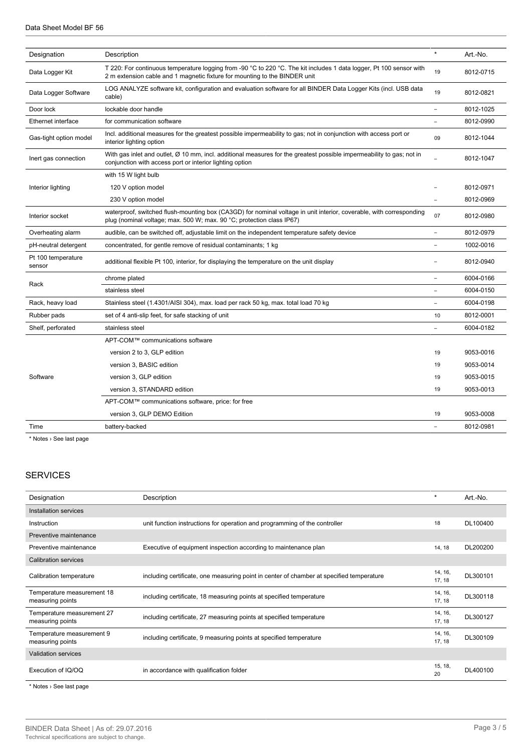| Designation | Description | * | Art.-No. |
|---|---|---|---|
| Data Logger Kit | T 220: For continuous temperature logging from -90 °C to 220 °C. The kit includes 1 data logger, Pt 100 sensor with 2 m extension cable and 1 magnetic fixture for mounting to the BINDER unit | 19 | 8012-0715 |
| Data Logger Software | LOG ANALYZE software kit, configuration and evaluation software for all BINDER Data Logger Kits (incl. USB data cable) | 19 | 8012-0821 |
| Door lock | lockable door handle | – | 8012-1025 |
| Ethernet interface | for communication software | – | 8012-0990 |
| Gas-tight option model | Incl. additional measures for the greatest possible impermeability to gas; not in conjunction with access port or interior lighting option | 09 | 8012-1044 |
| Inert gas connection | With gas inlet and outlet, Ø 10 mm, incl. additional measures for the greatest possible impermeability to gas; not in conjunction with access port or interior lighting option | – | 8012-1047 |
| Interior lighting | with 15 W light bulb | | |
| | 120 V option model | – | 8012-0971 |
| | 230 V option model | – | 8012-0969 |
| Interior socket | waterproof, switched flush-mounting box (CA3GD) for nominal voltage in unit interior, coverable, with corresponding plug (nominal voltage; max. 500 W; max. 90 °C; protection class IP67) | 07 | 8012-0980 |
| Overheating alarm | audible, can be switched off, adjustable limit on the independent temperature safety device | – | 8012-0979 |
| pH-neutral detergent | concentrated, for gentle remove of residual contaminants; 1 kg | – | 1002-0016 |
| Pt 100 temperature sensor | additional flexible Pt 100, interior, for displaying the temperature on the unit display | – | 8012-0940 |
| Rack | chrome plated | – | 6004-0166 |
| | stainless steel | – | 6004-0150 |
| Rack, heavy load | Stainless steel (1.4301/AISI 304), max. load per rack 50 kg, max. total load 70 kg | – | 6004-0198 |
| Rubber pads | set of 4 anti-slip feet, for safe stacking of unit | 10 | 8012-0001 |
| Shelf, perforated | stainless steel | – | 6004-0182 |
| Software | APT-COM™ communications software | | |
| | version 2 to 3, GLP edition | 19 | 9053-0016 |
| | version 3, BASIC edition | 19 | 9053-0014 |
| | version 3, GLP edition | 19 | 9053-0015 |
| | version 3, STANDARD edition | 19 | 9053-0013 |
| | APT-COM™ communications software, price: for free | | |
| | version 3, GLP DEMO Edition | 19 | 9053-0008 |
| Time | battery-backed | – | 8012-0981 |

* Notes › See last page

## SERVICES

| Designation | Description | * | Art.-No. |
|---|---|---|---|
| Installation services | | | |
| Instruction | unit function instructions for operation and programming of the controller | 18 | DL100400 |
| Preventive maintenance | | | |
| Preventive maintenance | Executive of equipment inspection according to maintenance plan | 14, 18 | DL200200 |
| Calibration services | | | |
| Calibration temperature | including certificate, one measuring point in center of chamber at specified temperature | 14, 16, 17, 18 | DL300101 |
| Temperature measurement 18 measuring points | including certificate, 18 measuring points at specified temperature | 14, 16, 17, 18 | DL300118 |
| Temperature measurement 27 measuring points | including certificate, 27 measuring points at specified temperature | 14, 16, 17, 18 | DL300127 |
| Temperature measurement 9 measuring points | including certificate, 9 measuring points at specified temperature | 14, 16, 17, 18 | DL300109 |
| Validation services | | | |
| Execution of IQ/OQ | in accordance with qualification folder | 15, 18, 20 | DL400100 |

* Notes › See last page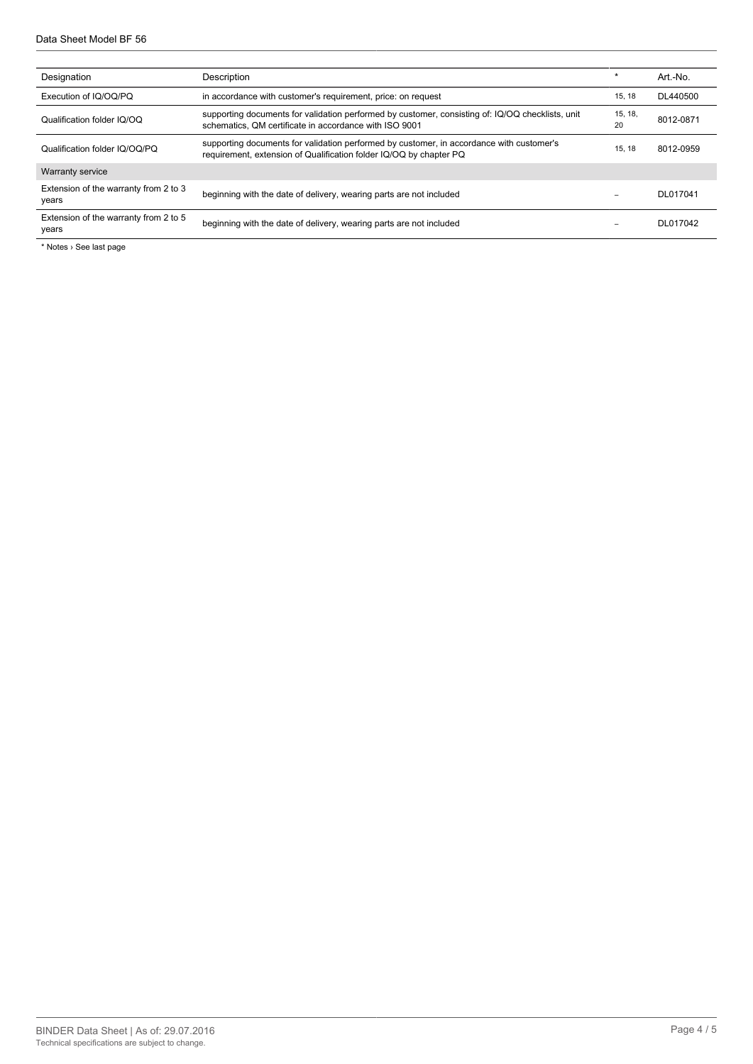| Designation | Description | * | Art.-No. |
| --- | --- | --- | --- |
| Execution of IQ/OQ/PQ | in accordance with customer's requirement, price: on request | 15, 18 | DL440500 |
| Qualification folder IQ/OQ | supporting documents for validation performed by customer, consisting of: IQ/OQ checklists, unit schematics, QM certificate in accordance with ISO 9001 | 15, 18, 20 | 8012-0871 |
| Qualification folder IQ/OQ/PQ | supporting documents for validation performed by customer, in accordance with customer's requirement, extension of Qualification folder IQ/OQ by chapter PQ | 15, 18 | 8012-0959 |
| Warranty service | | | |
| Extension of the warranty from 2 to 3 years | beginning with the date of delivery, wearing parts are not included | – | DL017041 |
| Extension of the warranty from 2 to 5 years | beginning with the date of delivery, wearing parts are not included | – | DL017042 |

* Notes › See last page

BINDER Data Sheet | As of: 29.07.2016
Technical specifications are subject to change.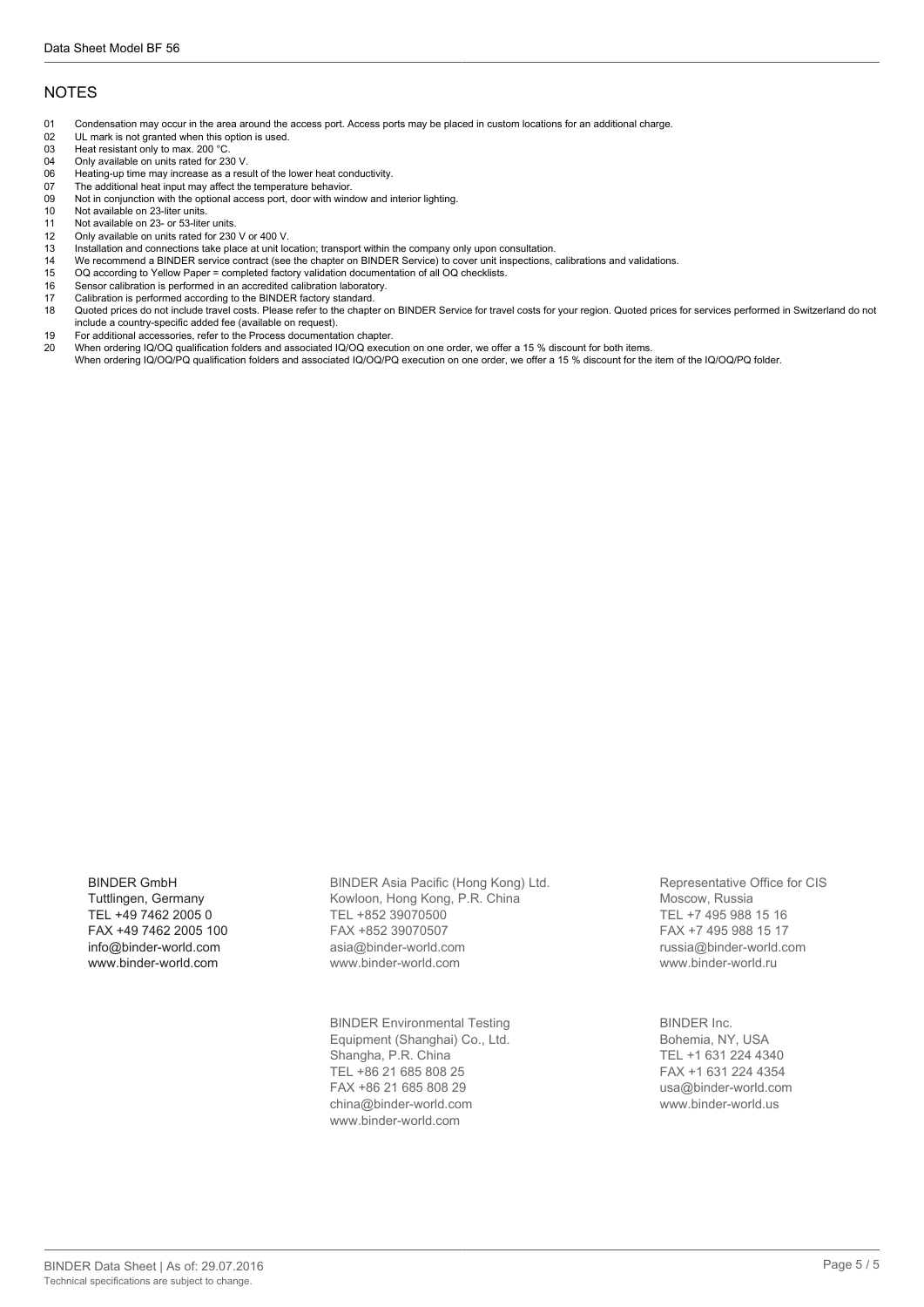## NOTES

01 Condensation may occur in the area around the access port. Access ports may be placed in custom locations for an additional charge.
02 UL mark is not granted when this option is used.
03 Heat resistant only to max. 200 °C.
04 Only available on units rated for 230 V.
06 Heating-up time may increase as a result of the lower heat conductivity.
07 The additional heat input may affect the temperature behavior.
09 Not in conjunction with the optional access port, door with window and interior lighting.
10 Not available on 23-liter units.
11 Not available on 23- or 53-liter units.
12 Only available on units rated for 230 V or 400 V.
13 Installation and connections take place at unit location; transport within the company only upon consultation.
14 We recommend a BINDER service contract (see the chapter on BINDER Service) to cover unit inspections, calibrations and validations.
15 OQ according to Yellow Paper = completed factory validation documentation of all OQ checklists.
16 Sensor calibration is performed in an accredited calibration laboratory.
17 Calibration is performed according to the BINDER factory standard.
18 Quoted prices do not include travel costs. Please refer to the chapter on BINDER Service for travel costs for your region. Quoted prices for services performed in Switzerland do not include a country-specific added fee (available on request).
19 For additional accessories, refer to the Process documentation chapter.
20 When ordering IQ/OQ qualification folders and associated IQ/OQ execution on one order, we offer a 15 % discount for both items.
When ordering IQ/OQ/PQ qualification folders and associated IQ/OQ/PQ execution on one order, we offer a 15 % discount for the item of the IQ/OQ/PQ folder.

BINDER GmbH
Tuttlingen, Germany
TEL +49 7462 2005 0
FAX +49 7462 2005 100
info@binder-world.com
www.binder-world.com

BINDER Asia Pacific (Hong Kong) Ltd.
Kowloon, Hong Kong, P.R. China
TEL +852 39070500
FAX +852 39070507
asia@binder-world.com
www.binder-world.com

Representative Office for CIS
Moscow, Russia
TEL +7 495 988 15 16
FAX +7 495 988 15 17
russia@binder-world.com
www.binder-world.ru

BINDER Environmental Testing Equipment (Shanghai) Co., Ltd.
Shangha, P.R. China
TEL +86 21 685 808 25
FAX +86 21 685 808 29
china@binder-world.com
www.binder-world.com

BINDER Inc.
Bohemia, NY, USA
TEL +1 631 224 4340
FAX +1 631 224 4354
usa@binder-world.com
www.binder-world.us

BINDER Data Sheet | As of: 29.07.2016
Technical specifications are subject to change.